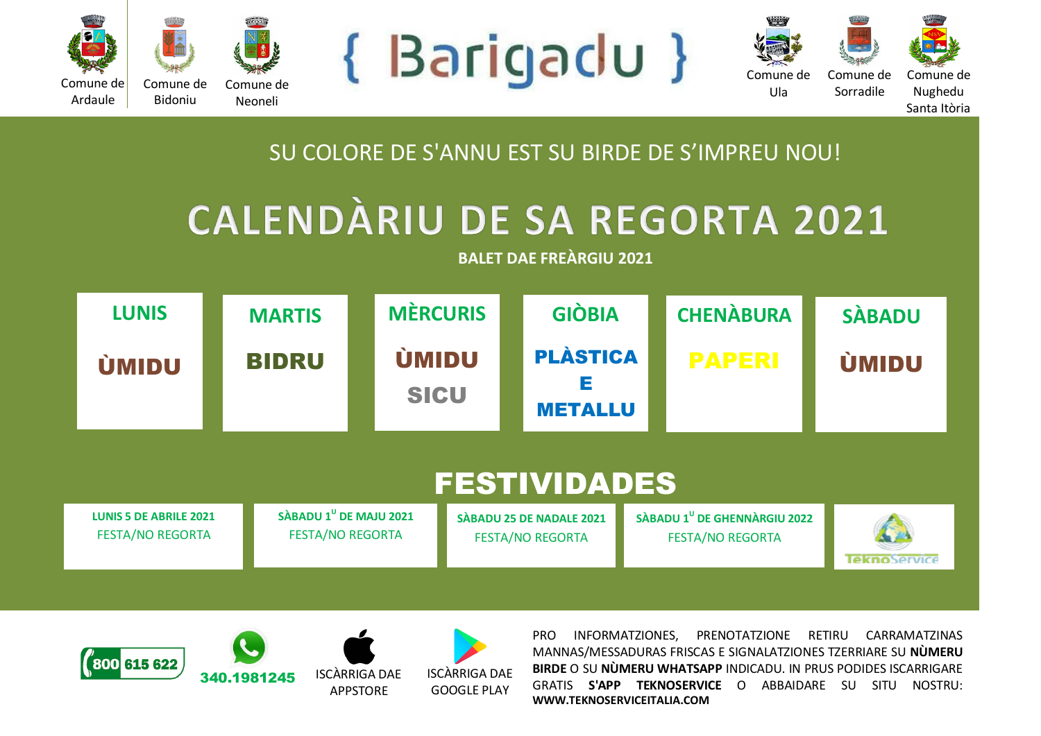Comune de Ardaule | Comune de Bidoniu | Comune de Neoneli

# { Barigadu }

Comune de Ula | Comune de Sorradile | Comune de Nughedu Santa Itòria

SU COLORE DE S'ANNU EST SU BIRDE DE S'IMPREU NOU!

# CALENDÀRIU DE SA REGORTA 2021

**BALET DAE FREÀRGIU 2021**

| LUNIS | MARTIS | MÈRCURIS | GIÒBIA | CHENÀBURA | SÀBADU |
|---|---|---|---|---|---|
| **ÙMIDU** | **BIDRU** | **ÙMIDU** **SICU** | **PLÀSTICA E METALLU** | **PAPERI** | **ÙMIDU** |

## FESTIVIDADES

| LUNIS 5 DE ABRILE 2021 | SÀBADU 1ᵁ DE MAJU 2021 | SÀBADU 25 DE NADALE 2021 | SÀBADU 1ᵁ DE GHENNÀRGIU 2022 |
|---|---|---|---|
| FESTA/NO REGORTA | FESTA/NO REGORTA | FESTA/NO REGORTA | FESTA/NO REGORTA |

TeknoService

800 615 622

340.1981245

ISCÀRRIGA DAE APPSTORE

ISCÀRRIGA DAE GOOGLE PLAY

PRO INFORMATZIONES, PRENOTATZIONE RETIRU CARRAMATZINAS MANNAS/MESSADURAS FRISCAS E SIGNALATZIONES TZERRIARE SU **NÙMERU BIRDE** O SU **NÙMERU WHATSAPP** INDICADU. IN PRUS PODIDES ISCARRIGARE GRATIS **S'APP TEKNOSERVICE** O ABBAIDARE SU SITU NOSTRU: **WWW.TEKNOSERVICEITALIA.COM**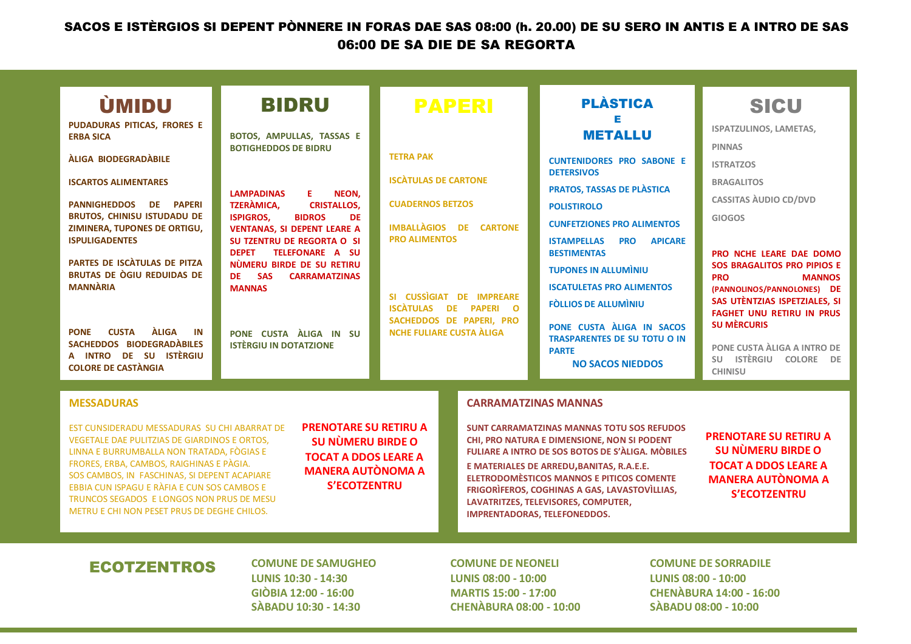**SACOS E ISTÈRGIOS SI DEPENT PÒNNERE IN FORAS DAE SAS 08:00 (h. 20.00) DE SU SERO IN ANTIS E A INTRO DE SAS 06:00 DE SA DIE DE SA REGORTA**

## ÙMIDU

PUDADURAS PITICAS, FRORES E ERBA SICA

ÀLIGA BIODEGRADÀBILE

ISCARTOS ALIMENTARES

PANNIGHEDDOS DE PAPERI BRUTOS, CHINISU ISTUDADU DE ZIMINERA, TUPONES DE ORTIGU, ISPULIGADENTES

PARTES DE ISCÀTULAS DE PITZA BRUTAS DE ÒGIU REDUIDAS DE MANNÀRIA

PONE CUSTA ÀLIGA IN SACHEDDOS BIODEGRADÀBILES A INTRO DE SU ISTÈRGIU COLORE DE CASTÀNGIA

## BIDRU

BOTOS, AMPULLAS, TASSAS E BOTIGHEDDOS DE BIDRU

LAMPADINAS E NEON, TZERÀMICA, CRISTALLOS, ISPIGROS, BIDROS DE VENTANAS, SI DEPENT LEARE A SU TZENTRU DE REGORTA O SI DEPET TELEFONARE A SU NÙMERU BIRDE DE SU RETIRU DE SAS CARRAMATZINAS MANNAS

PONE CUSTA ÀLIGA IN SU ISTÈRGIU IN DOTATZIONE

## PAPERI

TETRA PAK

ISCÀTULAS DE CARTONE

CUADERNOS BETZOS

IMBALLÀGIOS DE CARTONE PRO ALIMENTOS

SI CUSSÌGIAT DE IMPREARE ISCÀTULAS DE PAPERI O SACHEDDOS DE PAPERI, PRO NCHE FULIARE CUSTA ÀLIGA

## PLÀSTICA E METALLU

CUNTENIDORES PRO SABONE E DETERSIVOS

PRATOS, TASSAS DE PLÀSTICA

POLISTIROLO

CUNFETZIONES PRO ALIMENTOS

ISTAMPELLAS PRO APICARE BESTIMENTAS

TUPONES IN ALLUMÌNIU

ISCATULETAS PRO ALIMENTOS

FÒLLIOS DE ALLUMÌNIU

PONE CUSTA ÀLIGA IN SACOS TRASPARENTES DE SU TOTU O IN PARTE

NO SACOS NIEDDOS

## SICU

ISPATZULINOS, LAMETAS,

PINNAS

ISTRATZOS

BRAGALITOS

CASSITAS ÀUDIO CD/DVD

GIOGOS

PRO NCHE LEARE DAE DOMO SOS BRAGALITOS PRO PIPIOS E PRO MANNOS (PANNOLINOS/PANNOLONES) DE SAS UTÈNTZIAS ISPETZIALES, SI FAGHET UNU RETIRU IN PRUS SU MÈRCURIS

PONE CUSTA ÀLIGA A INTRO DE SU ISTÈRGIU COLORE DE CHINISU

## MESSADURAS

EST CUNSIDERADU MESSADURAS SU CHI ABARRAT DE VEGETALE DAE PULITZIAS DE GIARDINOS E ORTOS, LINNA E BURRUMBALLA NON TRATADA, FÒGIAS E FRORES, ERBA, CAMBOS, RAIGHINAS E PÀGIA. SOS CAMBOS, IN FASCHINAS, SI DEPENT ACAPIARE EBBIA CUN ISPAGU E RÀFIA E CUN SOS CAMBOS E TRUNCOS SEGADOS E LONGOS NON PRUS DE MESU METRU E CHI NON PESET PRUS DE DEGHE CHILOS.

**PRENOTARE SU RETIRU A SU NÙMERU BIRDE O TOCAT A DDOS LEARE A MANERA AUTÒNOMA A S'ECOTZENTRU**

## CARRAMATZINAS MANNAS

SUNT CARRAMATZINAS MANNAS TOTU SOS REFUDOS CHI, PRO NATURA E DIMENSIONE, NON SI PODENT FULIARE A INTRO DE SOS BOTOS DE S'ÀLIGA. MÒBILES E MATERIALES DE ARREDU,BANITAS, R.A.E.E. ELETRODOMÈSTICOS MANNOS E PITICOS COMENTE FRIGORÌFEROS, COGHINAS A GAS, LAVASTOVÌLLIAS, LAVATRITZES, TELEVISORES, COMPUTER, IMPRENTADORAS, TELEFONEDDOS.

**PRENOTARE SU RETIRU A SU NÙMERU BIRDE O TOCAT A DDOS LEARE A MANERA AUTÒNOMA A S'ECOTZENTRU**

## ECOTZENTROS

**COMUNE DE SAMUGHEO**
LUNIS 10:30 - 14:30
GIÒBIA 12:00 - 16:00
SÀBADU 10:30 - 14:30

**COMUNE DE NEONELI**
LUNIS 08:00 - 10:00
MARTIS 15:00 - 17:00
CHENÀBURA 08:00 - 10:00

**COMUNE DE SORRADILE**
LUNIS 08:00 - 10:00
CHENÀBURA 14:00 - 16:00
SÀBADU 08:00 - 10:00